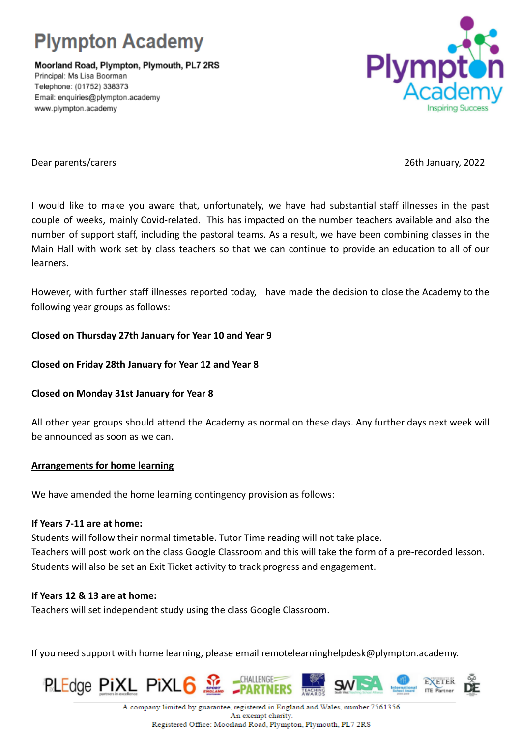# Plympton Academy

**Moorland Road, Plympton, Plymouth, PL7 2RS**
Principal: Ms Lisa Boorman
Telephone: (01752) 338373
Email: enquiries@plympton.academy
www.plympton.academy

Dear parents/carers

26th January, 2022

I would like to make you aware that, unfortunately, we have had substantial staff illnesses in the past couple of weeks, mainly Covid-related. This has impacted on the number teachers available and also the number of support staff, including the pastoral teams. As a result, we have been combining classes in the Main Hall with work set by class teachers so that we can continue to provide an education to all of our learners.

However, with further staff illnesses reported today, I have made the decision to close the Academy to the following year groups as follows:

**Closed on Thursday 27th January for Year 10 and Year 9**

**Closed on Friday 28th January for Year 12 and Year 8**

**Closed on Monday 31st January for Year 8**

All other year groups should attend the Academy as normal on these days. Any further days next week will be announced as soon as we can.

**<u>Arrangements for home learning</u>**

We have amended the home learning contingency provision as follows:

**If Years 7-11 are at home:**
Students will follow their normal timetable. Tutor Time reading will not take place.
Teachers will post work on the class Google Classroom and this will take the form of a pre-recorded lesson.
Students will also be set an Exit Ticket activity to track progress and engagement.

**If Years 12 & 13 are at home:**
Teachers will set independent study using the class Google Classroom.

If you need support with home learning, please email remotelearninghelpdesk@plympton.academy.

A company limited by guarantee, registered in England and Wales, number 7561356
An exempt charity.
Registered Office: Moorland Road, Plympton, Plymouth, PL7 2RS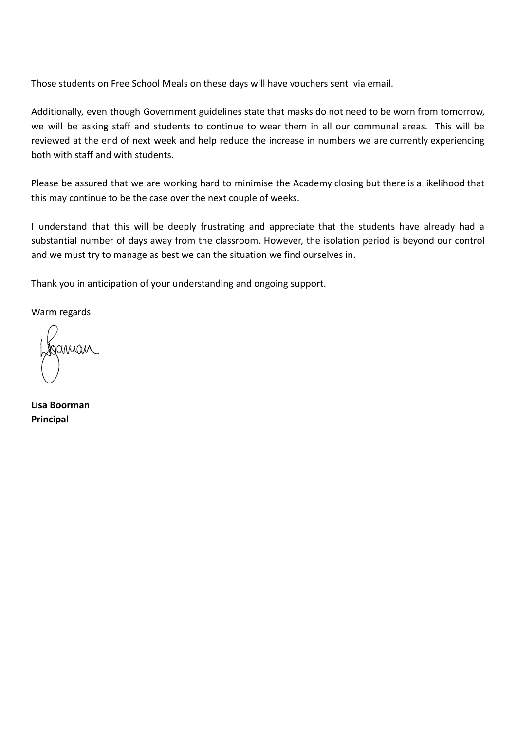Those students on Free School Meals on these days will have vouchers sent via email.

Additionally, even though Government guidelines state that masks do not need to be worn from tomorrow, we will be asking staff and students to continue to wear them in all our communal areas. This will be reviewed at the end of next week and help reduce the increase in numbers we are currently experiencing both with staff and with students.

Please be assured that we are working hard to minimise the Academy closing but there is a likelihood that this may continue to be the case over the next couple of weeks.

I understand that this will be deeply frustrating and appreciate that the students have already had a substantial number of days away from the classroom. However, the isolation period is beyond our control and we must try to manage as best we can the situation we find ourselves in.

Thank you in anticipation of your understanding and ongoing support.

Warm regards

**Lisa Boorman**
**Principal**